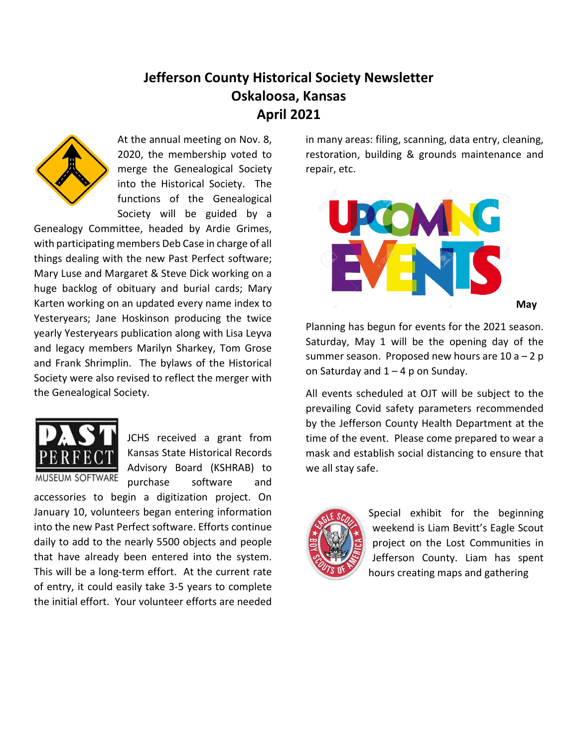# Jefferson County Historical Society Newsletter
# Oskaloosa, Kansas
# April 2021

At the annual meeting on Nov. 8, 2020, the membership voted to merge the Genealogical Society into the Historical Society. The functions of the Genealogical Society will be guided by a Genealogy Committee, headed by Ardie Grimes, with participating members Deb Case in charge of all things dealing with the new Past Perfect software; Mary Luse and Margaret & Steve Dick working on a huge backlog of obituary and burial cards; Mary Karten working on an updated every name index to Yesteryears; Jane Hoskinson producing the twice yearly Yesteryears publication along with Lisa Leyva and legacy members Marilyn Sharkey, Tom Grose and Frank Shrimplin. The bylaws of the Historical Society were also revised to reflect the merger with the Genealogical Society.

JCHS received a grant from Kansas State Historical Records Advisory Board (KSHRAB) to purchase software and accessories to begin a digitization project. On January 10, volunteers began entering information into the new Past Perfect software. Efforts continue daily to add to the nearly 5500 objects and people that have already been entered into the system. This will be a long-term effort. At the current rate of entry, it could easily take 3-5 years to complete the initial effort. Your volunteer efforts are needed in many areas: filing, scanning, data entry, cleaning, restoration, building & grounds maintenance and repair, etc.

## UPCOMING EVENTS

**May**

Planning has begun for events for the 2021 season. Saturday, May 1 will be the opening day of the summer season. Proposed new hours are 10 a – 2 p on Saturday and 1 – 4 p on Sunday.

All events scheduled at OJT will be subject to the prevailing Covid safety parameters recommended by the Jefferson County Health Department at the time of the event. Please come prepared to wear a mask and establish social distancing to ensure that we all stay safe.

Special exhibit for the beginning weekend is Liam Bevitt's Eagle Scout project on the Lost Communities in Jefferson County. Liam has spent hours creating maps and gathering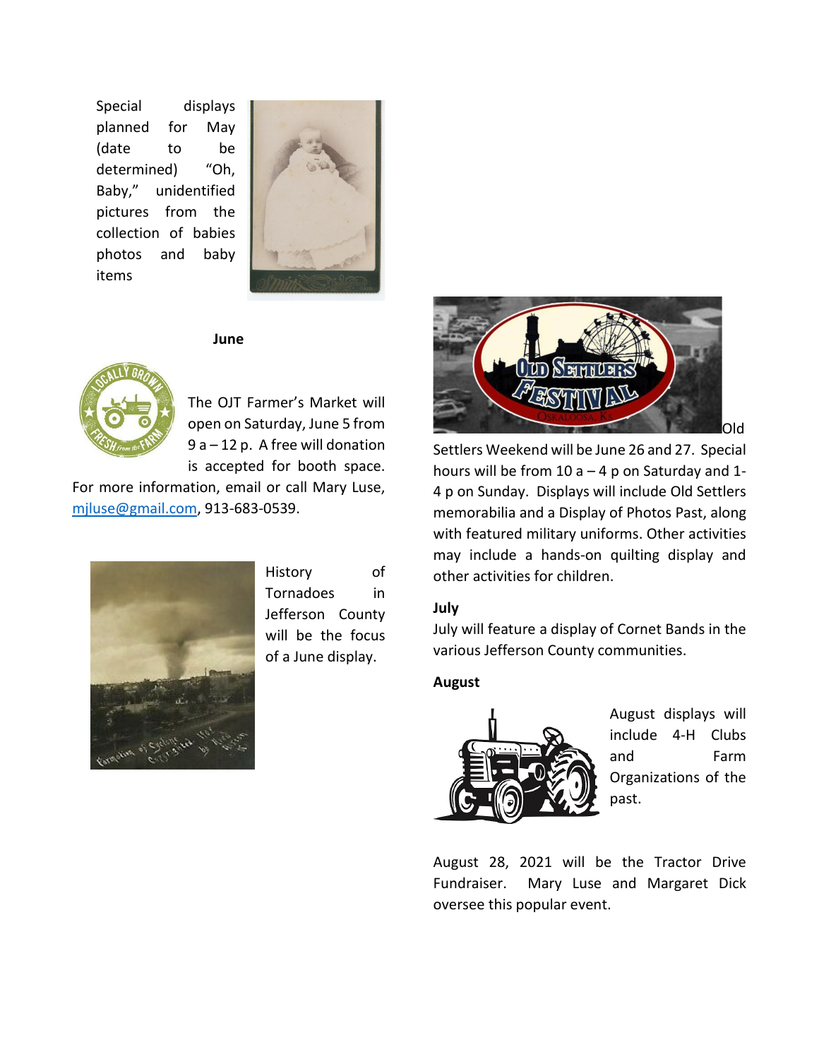Special displays planned for May (date to be determined) "Oh, Baby," unidentified pictures from the collection of babies photos and baby items

**June**

The OJT Farmer's Market will open on Saturday, June 5 from 9 a – 12 p. A free will donation is accepted for booth space. For more information, email or call Mary Luse, mjluse@gmail.com, 913-683-0539.

History of Tornadoes in Jefferson County will be the focus of a June display.

Old Settlers Weekend will be June 26 and 27. Special hours will be from 10 a – 4 p on Saturday and 1-4 p on Sunday. Displays will include Old Settlers memorabilia and a Display of Photos Past, along with featured military uniforms. Other activities may include a hands-on quilting display and other activities for children.

**July**

July will feature a display of Cornet Bands in the various Jefferson County communities.

**August**

August displays will include 4-H Clubs and Farm Organizations of the past.

August 28, 2021 will be the Tractor Drive Fundraiser. Mary Luse and Margaret Dick oversee this popular event.